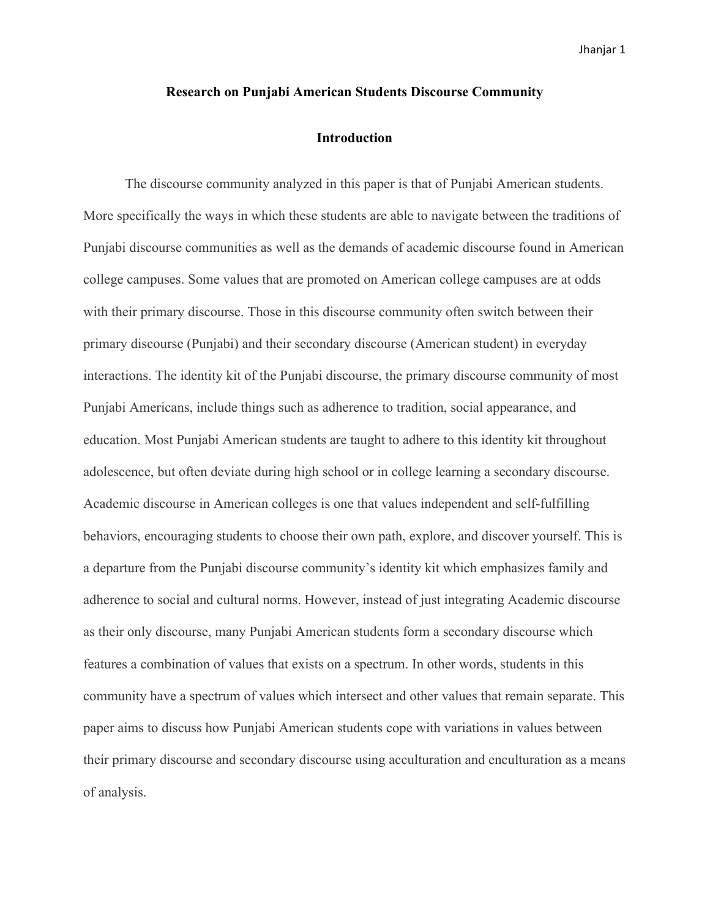# Research on Punjabi American Students Discourse Community

## Introduction

The discourse community analyzed in this paper is that of Punjabi American students. More specifically the ways in which these students are able to navigate between the traditions of Punjabi discourse communities as well as the demands of academic discourse found in American college campuses. Some values that are promoted on American college campuses are at odds with their primary discourse. Those in this discourse community often switch between their primary discourse (Punjabi) and their secondary discourse (American student) in everyday interactions. The identity kit of the Punjabi discourse, the primary discourse community of most Punjabi Americans, include things such as adherence to tradition, social appearance, and education. Most Punjabi American students are taught to adhere to this identity kit throughout adolescence, but often deviate during high school or in college learning a secondary discourse. Academic discourse in American colleges is one that values independent and self-fulfilling behaviors, encouraging students to choose their own path, explore, and discover yourself. This is a departure from the Punjabi discourse community's identity kit which emphasizes family and adherence to social and cultural norms. However, instead of just integrating Academic discourse as their only discourse, many Punjabi American students form a secondary discourse which features a combination of values that exists on a spectrum. In other words, students in this community have a spectrum of values which intersect and other values that remain separate. This paper aims to discuss how Punjabi American students cope with variations in values between their primary discourse and secondary discourse using acculturation and enculturation as a means of analysis.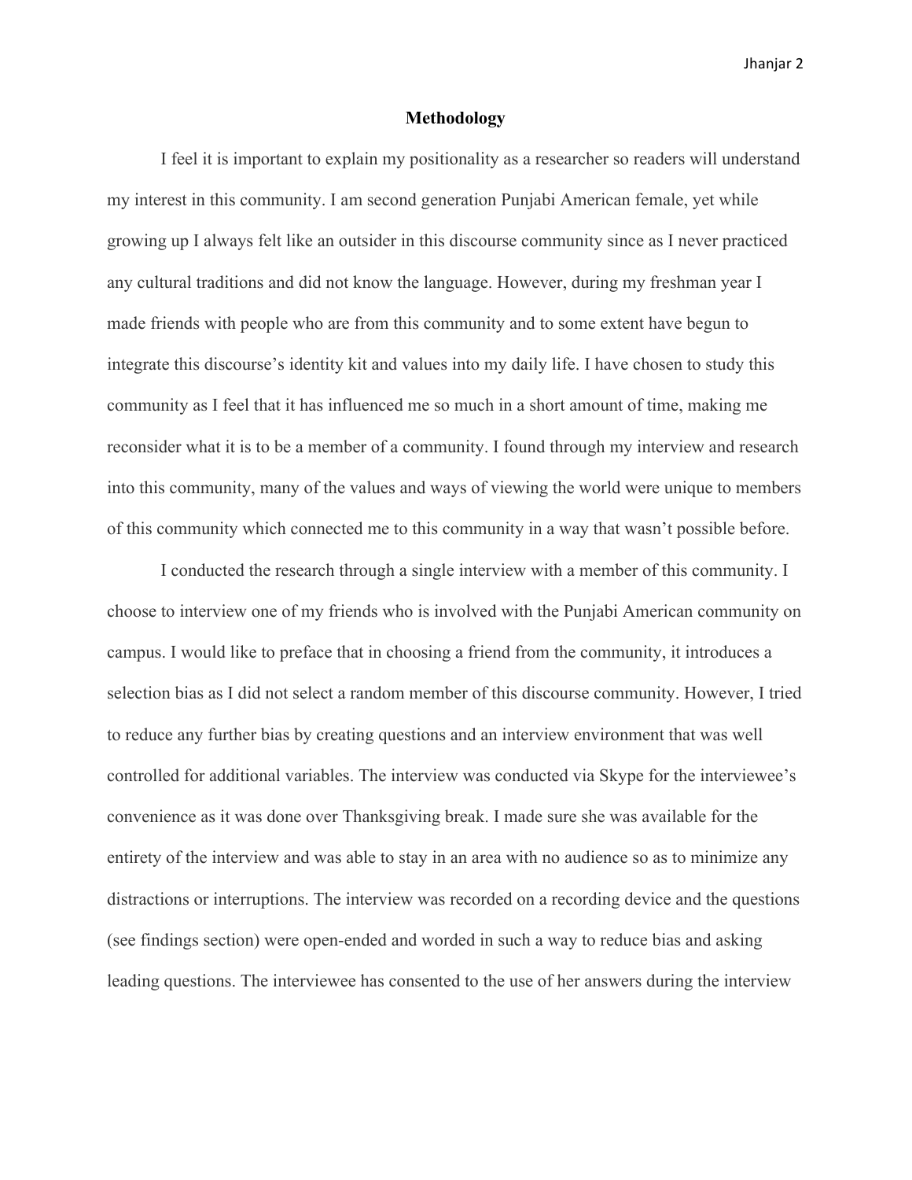## Methodology

I feel it is important to explain my positionality as a researcher so readers will understand my interest in this community. I am second generation Punjabi American female, yet while growing up I always felt like an outsider in this discourse community since as I never practiced any cultural traditions and did not know the language. However, during my freshman year I made friends with people who are from this community and to some extent have begun to integrate this discourse's identity kit and values into my daily life. I have chosen to study this community as I feel that it has influenced me so much in a short amount of time, making me reconsider what it is to be a member of a community. I found through my interview and research into this community, many of the values and ways of viewing the world were unique to members of this community which connected me to this community in a way that wasn't possible before.

I conducted the research through a single interview with a member of this community. I choose to interview one of my friends who is involved with the Punjabi American community on campus. I would like to preface that in choosing a friend from the community, it introduces a selection bias as I did not select a random member of this discourse community. However, I tried to reduce any further bias by creating questions and an interview environment that was well controlled for additional variables. The interview was conducted via Skype for the interviewee's convenience as it was done over Thanksgiving break. I made sure she was available for the entirety of the interview and was able to stay in an area with no audience so as to minimize any distractions or interruptions. The interview was recorded on a recording device and the questions (see findings section) were open-ended and worded in such a way to reduce bias and asking leading questions. The interviewee has consented to the use of her answers during the interview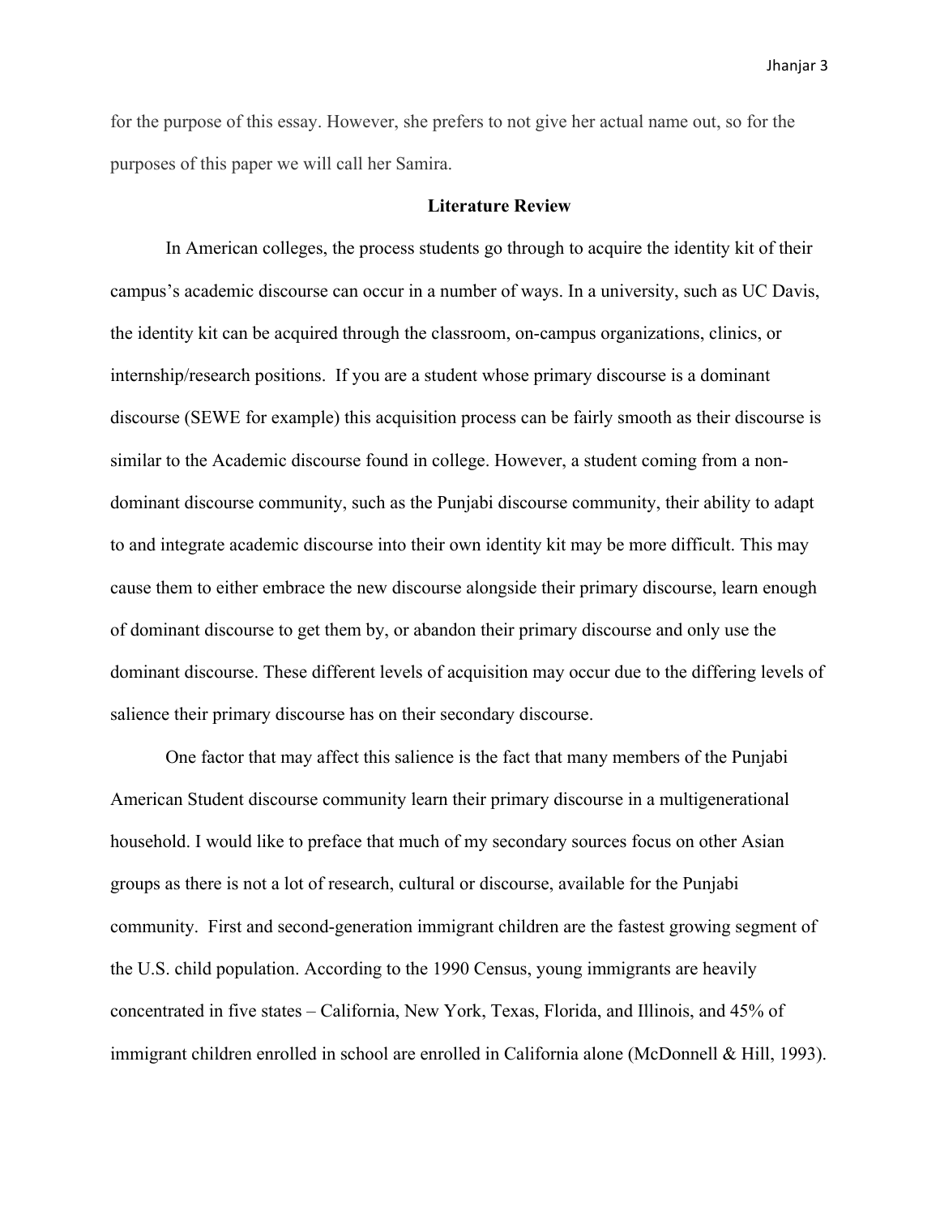for the purpose of this essay. However, she prefers to not give her actual name out, so for the purposes of this paper we will call her Samira.

## Literature Review

In American colleges, the process students go through to acquire the identity kit of their campus's academic discourse can occur in a number of ways. In a university, such as UC Davis, the identity kit can be acquired through the classroom, on-campus organizations, clinics, or internship/research positions. If you are a student whose primary discourse is a dominant discourse (SEWE for example) this acquisition process can be fairly smooth as their discourse is similar to the Academic discourse found in college. However, a student coming from a non-dominant discourse community, such as the Punjabi discourse community, their ability to adapt to and integrate academic discourse into their own identity kit may be more difficult. This may cause them to either embrace the new discourse alongside their primary discourse, learn enough of dominant discourse to get them by, or abandon their primary discourse and only use the dominant discourse. These different levels of acquisition may occur due to the differing levels of salience their primary discourse has on their secondary discourse.

One factor that may affect this salience is the fact that many members of the Punjabi American Student discourse community learn their primary discourse in a multigenerational household. I would like to preface that much of my secondary sources focus on other Asian groups as there is not a lot of research, cultural or discourse, available for the Punjabi community. First and second-generation immigrant children are the fastest growing segment of the U.S. child population. According to the 1990 Census, young immigrants are heavily concentrated in five states – California, New York, Texas, Florida, and Illinois, and 45% of immigrant children enrolled in school are enrolled in California alone (McDonnell & Hill, 1993).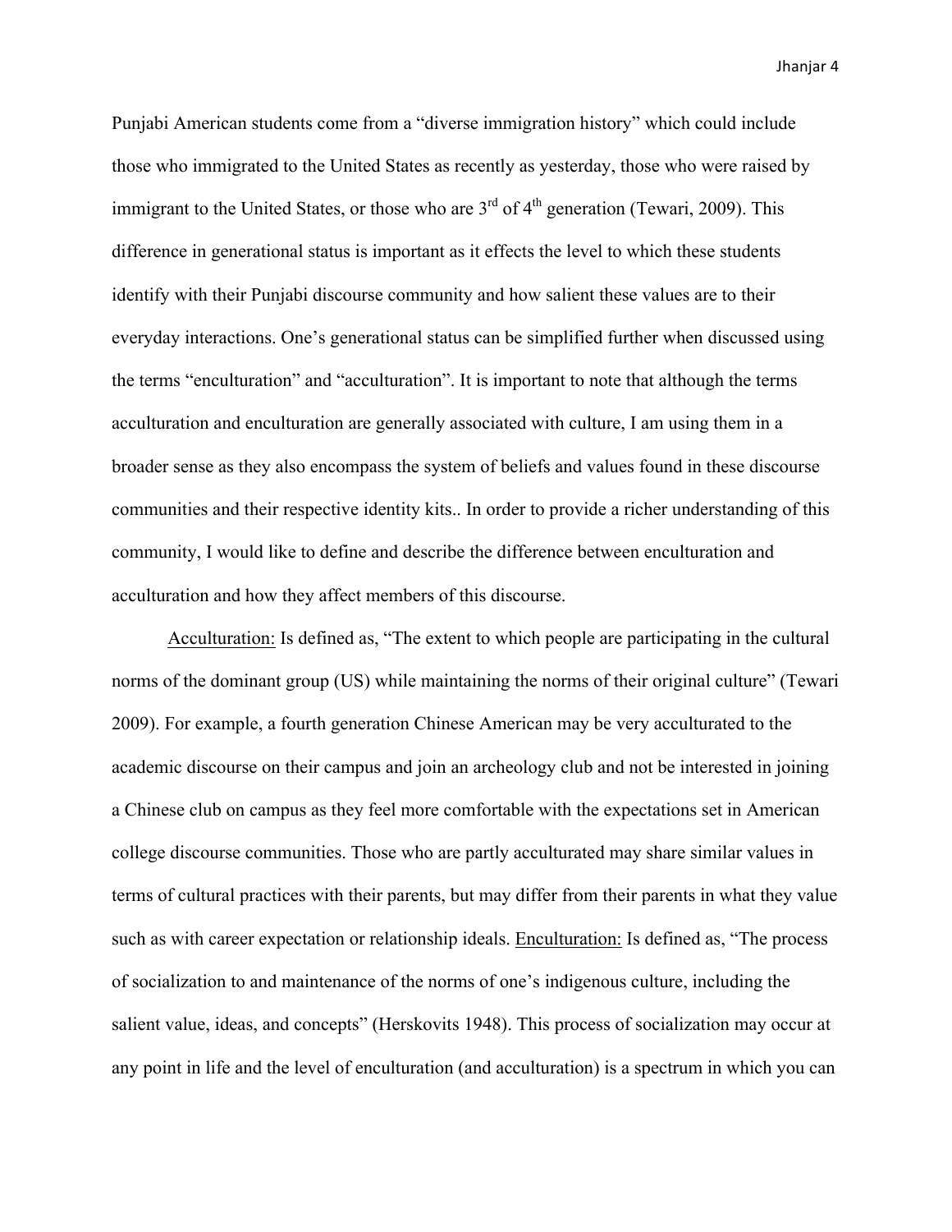Punjabi American students come from a "diverse immigration history" which could include those who immigrated to the United States as recently as yesterday, those who were raised by immigrant to the United States, or those who are 3rd of 4th generation (Tewari, 2009). This difference in generational status is important as it effects the level to which these students identify with their Punjabi discourse community and how salient these values are to their everyday interactions. One's generational status can be simplified further when discussed using the terms "enculturation" and "acculturation". It is important to note that although the terms acculturation and enculturation are generally associated with culture, I am using them in a broader sense as they also encompass the system of beliefs and values found in these discourse communities and their respective identity kits.. In order to provide a richer understanding of this community, I would like to define and describe the difference between enculturation and acculturation and how they affect members of this discourse.

<u>Acculturation:</u> Is defined as, "The extent to which people are participating in the cultural norms of the dominant group (US) while maintaining the norms of their original culture" (Tewari 2009). For example, a fourth generation Chinese American may be very acculturated to the academic discourse on their campus and join an archeology club and not be interested in joining a Chinese club on campus as they feel more comfortable with the expectations set in American college discourse communities. Those who are partly acculturated may share similar values in terms of cultural practices with their parents, but may differ from their parents in what they value such as with career expectation or relationship ideals. <u>Enculturation:</u> Is defined as, "The process of socialization to and maintenance of the norms of one's indigenous culture, including the salient value, ideas, and concepts" (Herskovits 1948). This process of socialization may occur at any point in life and the level of enculturation (and acculturation) is a spectrum in which you can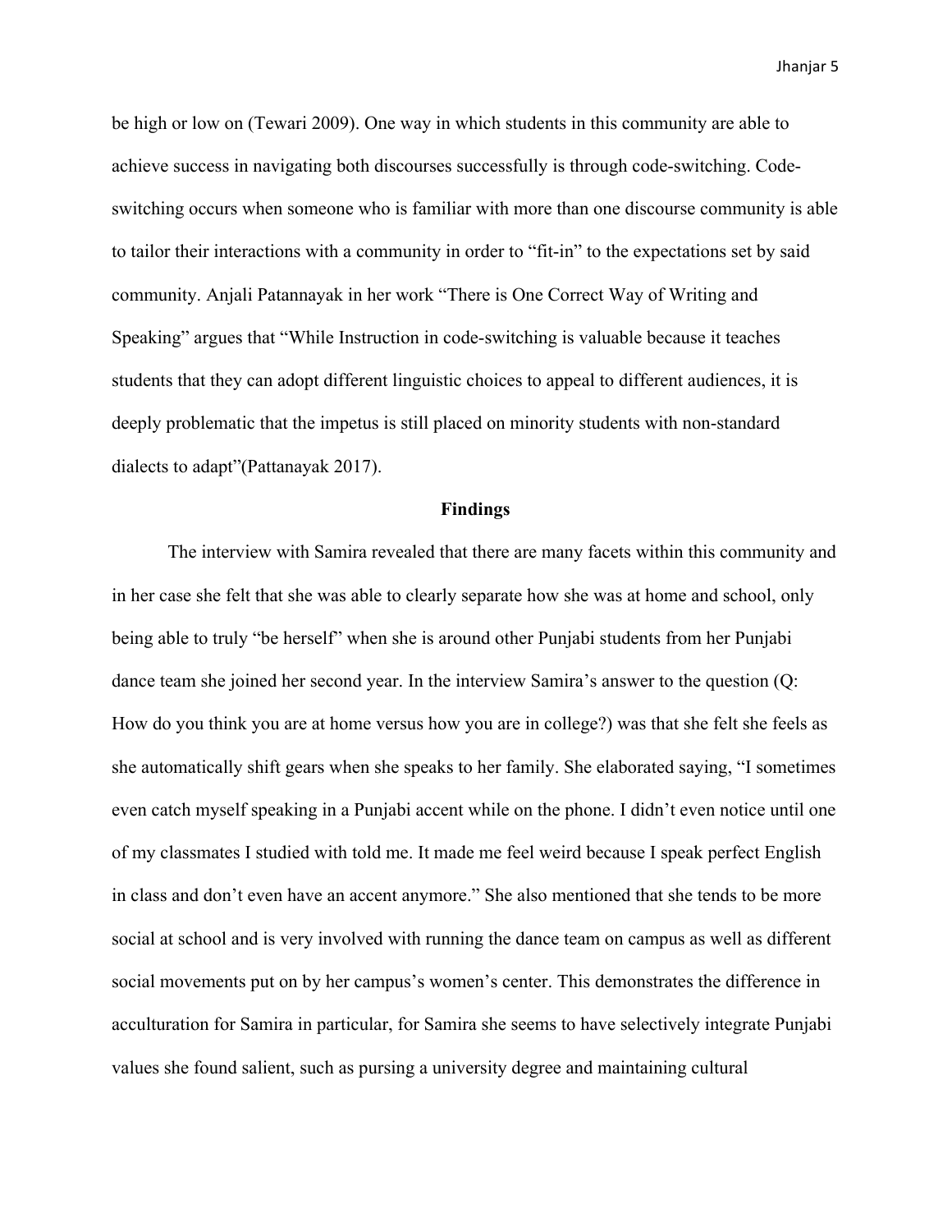be high or low on (Tewari 2009). One way in which students in this community are able to achieve success in navigating both discourses successfully is through code-switching. Code-switching occurs when someone who is familiar with more than one discourse community is able to tailor their interactions with a community in order to "fit-in" to the expectations set by said community. Anjali Patannayak in her work "There is One Correct Way of Writing and Speaking" argues that "While Instruction in code-switching is valuable because it teaches students that they can adopt different linguistic choices to appeal to different audiences, it is deeply problematic that the impetus is still placed on minority students with non-standard dialects to adapt"(Pattanayak 2017).

## Findings

The interview with Samira revealed that there are many facets within this community and in her case she felt that she was able to clearly separate how she was at home and school, only being able to truly "be herself" when she is around other Punjabi students from her Punjabi dance team she joined her second year. In the interview Samira's answer to the question (Q: How do you think you are at home versus how you are in college?) was that she felt she feels as she automatically shift gears when she speaks to her family. She elaborated saying, "I sometimes even catch myself speaking in a Punjabi accent while on the phone. I didn't even notice until one of my classmates I studied with told me. It made me feel weird because I speak perfect English in class and don't even have an accent anymore." She also mentioned that she tends to be more social at school and is very involved with running the dance team on campus as well as different social movements put on by her campus's women's center. This demonstrates the difference in acculturation for Samira in particular, for Samira she seems to have selectively integrate Punjabi values she found salient, such as pursing a university degree and maintaining cultural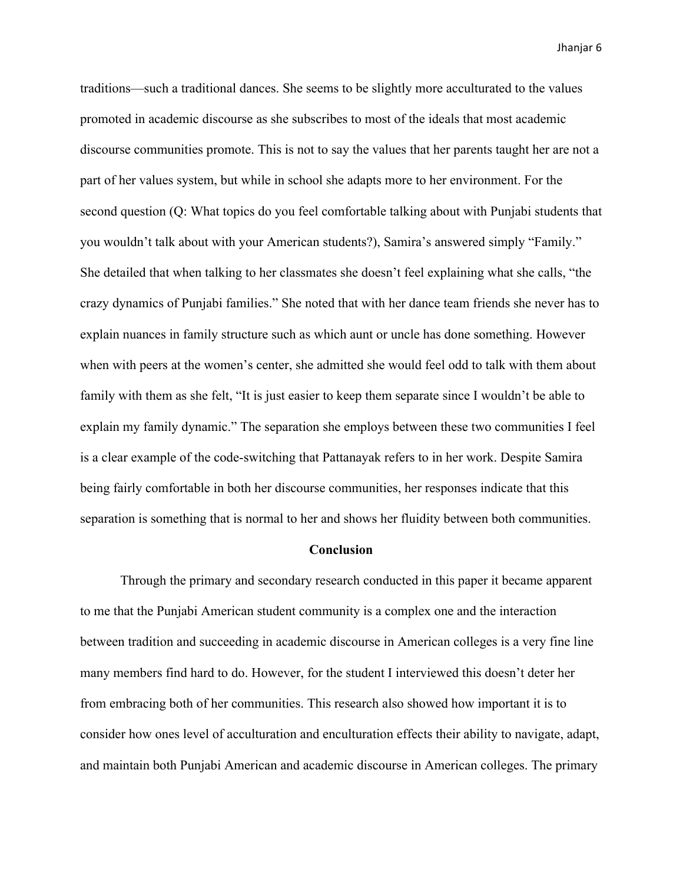traditions—such a traditional dances. She seems to be slightly more acculturated to the values promoted in academic discourse as she subscribes to most of the ideals that most academic discourse communities promote. This is not to say the values that her parents taught her are not a part of her values system, but while in school she adapts more to her environment. For the second question (Q: What topics do you feel comfortable talking about with Punjabi students that you wouldn't talk about with your American students?), Samira's answered simply "Family." She detailed that when talking to her classmates she doesn't feel explaining what she calls, "the crazy dynamics of Punjabi families." She noted that with her dance team friends she never has to explain nuances in family structure such as which aunt or uncle has done something. However when with peers at the women's center, she admitted she would feel odd to talk with them about family with them as she felt, "It is just easier to keep them separate since I wouldn't be able to explain my family dynamic." The separation she employs between these two communities I feel is a clear example of the code-switching that Pattanayak refers to in her work. Despite Samira being fairly comfortable in both her discourse communities, her responses indicate that this separation is something that is normal to her and shows her fluidity between both communities.

## Conclusion

Through the primary and secondary research conducted in this paper it became apparent to me that the Punjabi American student community is a complex one and the interaction between tradition and succeeding in academic discourse in American colleges is a very fine line many members find hard to do. However, for the student I interviewed this doesn't deter her from embracing both of her communities. This research also showed how important it is to consider how ones level of acculturation and enculturation effects their ability to navigate, adapt, and maintain both Punjabi American and academic discourse in American colleges. The primary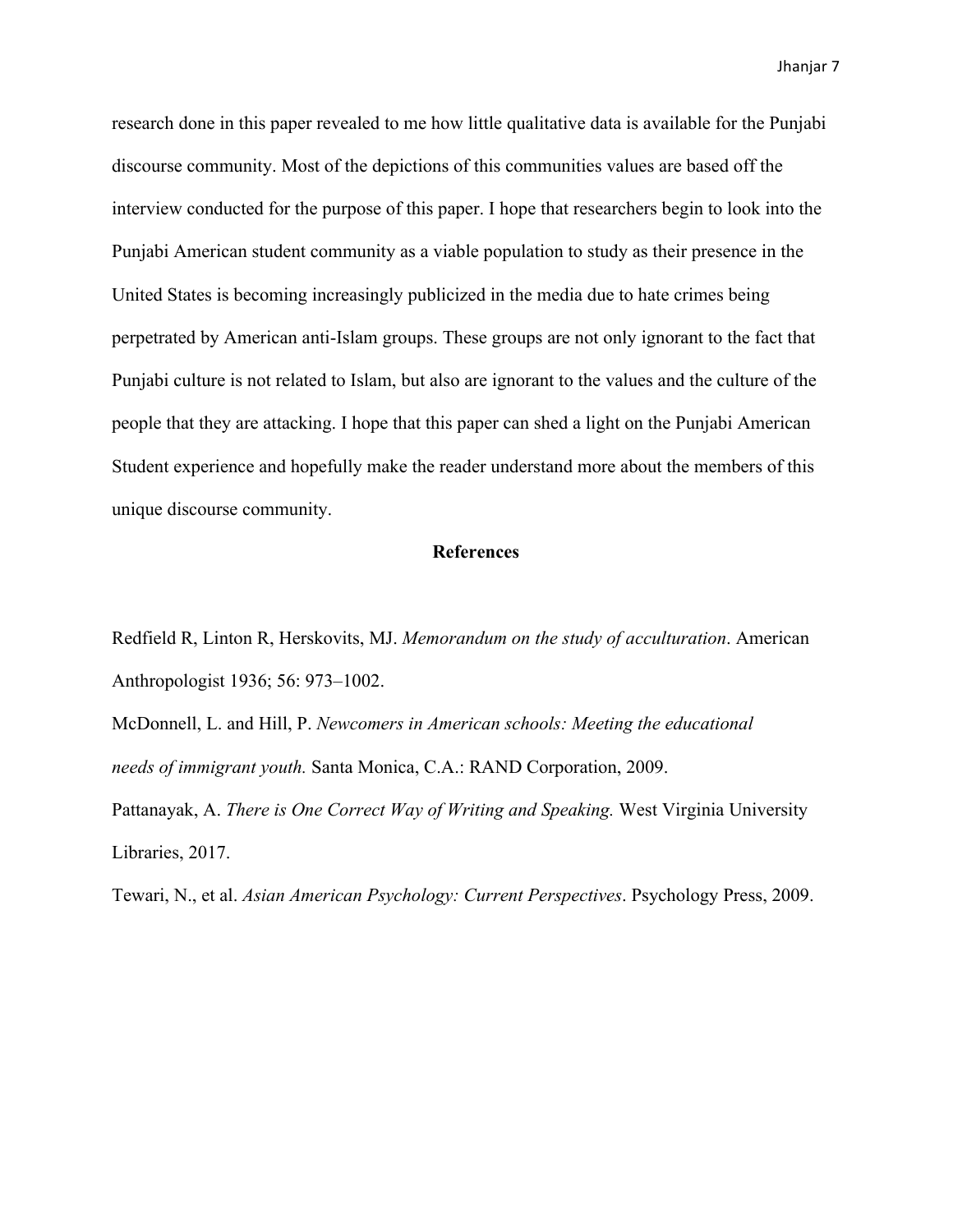research done in this paper revealed to me how little qualitative data is available for the Punjabi discourse community. Most of the depictions of this communities values are based off the interview conducted for the purpose of this paper. I hope that researchers begin to look into the Punjabi American student community as a viable population to study as their presence in the United States is becoming increasingly publicized in the media due to hate crimes being perpetrated by American anti-Islam groups. These groups are not only ignorant to the fact that Punjabi culture is not related to Islam, but also are ignorant to the values and the culture of the people that they are attacking. I hope that this paper can shed a light on the Punjabi American Student experience and hopefully make the reader understand more about the members of this unique discourse community.

## References

Redfield R, Linton R, Herskovits, MJ. *Memorandum on the study of acculturation*. American Anthropologist 1936; 56: 973–1002.

McDonnell, L. and Hill, P. *Newcomers in American schools: Meeting the educational needs of immigrant youth.* Santa Monica, C.A.: RAND Corporation, 2009.

Pattanayak, A. *There is One Correct Way of Writing and Speaking.* West Virginia University Libraries, 2017.

Tewari, N., et al. *Asian American Psychology: Current Perspectives*. Psychology Press, 2009.